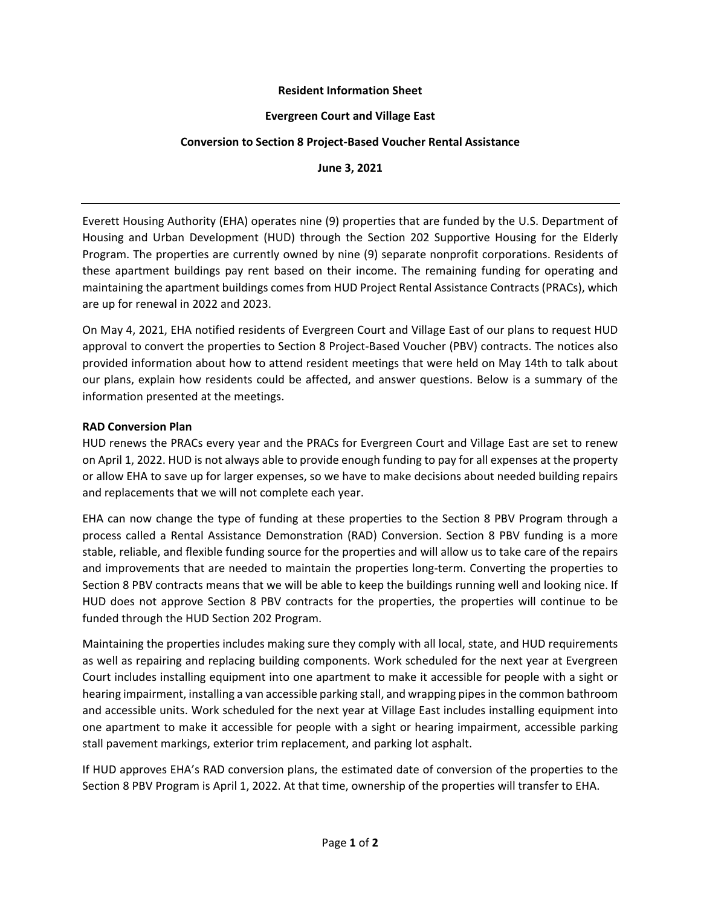**Resident Information Sheet**

**Evergreen Court and Village East**

**Conversion to Section 8 Project-Based Voucher Rental Assistance**

**June 3, 2021**

---

Everett Housing Authority (EHA) operates nine (9) properties that are funded by the U.S. Department of Housing and Urban Development (HUD) through the Section 202 Supportive Housing for the Elderly Program. The properties are currently owned by nine (9) separate nonprofit corporations. Residents of these apartment buildings pay rent based on their income. The remaining funding for operating and maintaining the apartment buildings comes from HUD Project Rental Assistance Contracts (PRACs), which are up for renewal in 2022 and 2023.

On May 4, 2021, EHA notified residents of Evergreen Court and Village East of our plans to request HUD approval to convert the properties to Section 8 Project-Based Voucher (PBV) contracts. The notices also provided information about how to attend resident meetings that were held on May 14th to talk about our plans, explain how residents could be affected, and answer questions. Below is a summary of the information presented at the meetings.

**RAD Conversion Plan**

HUD renews the PRACs every year and the PRACs for Evergreen Court and Village East are set to renew on April 1, 2022. HUD is not always able to provide enough funding to pay for all expenses at the property or allow EHA to save up for larger expenses, so we have to make decisions about needed building repairs and replacements that we will not complete each year.

EHA can now change the type of funding at these properties to the Section 8 PBV Program through a process called a Rental Assistance Demonstration (RAD) Conversion. Section 8 PBV funding is a more stable, reliable, and flexible funding source for the properties and will allow us to take care of the repairs and improvements that are needed to maintain the properties long-term. Converting the properties to Section 8 PBV contracts means that we will be able to keep the buildings running well and looking nice. If HUD does not approve Section 8 PBV contracts for the properties, the properties will continue to be funded through the HUD Section 202 Program.

Maintaining the properties includes making sure they comply with all local, state, and HUD requirements as well as repairing and replacing building components. Work scheduled for the next year at Evergreen Court includes installing equipment into one apartment to make it accessible for people with a sight or hearing impairment, installing a van accessible parking stall, and wrapping pipes in the common bathroom and accessible units. Work scheduled for the next year at Village East includes installing equipment into one apartment to make it accessible for people with a sight or hearing impairment, accessible parking stall pavement markings, exterior trim replacement, and parking lot asphalt.

If HUD approves EHA's RAD conversion plans, the estimated date of conversion of the properties to the Section 8 PBV Program is April 1, 2022. At that time, ownership of the properties will transfer to EHA.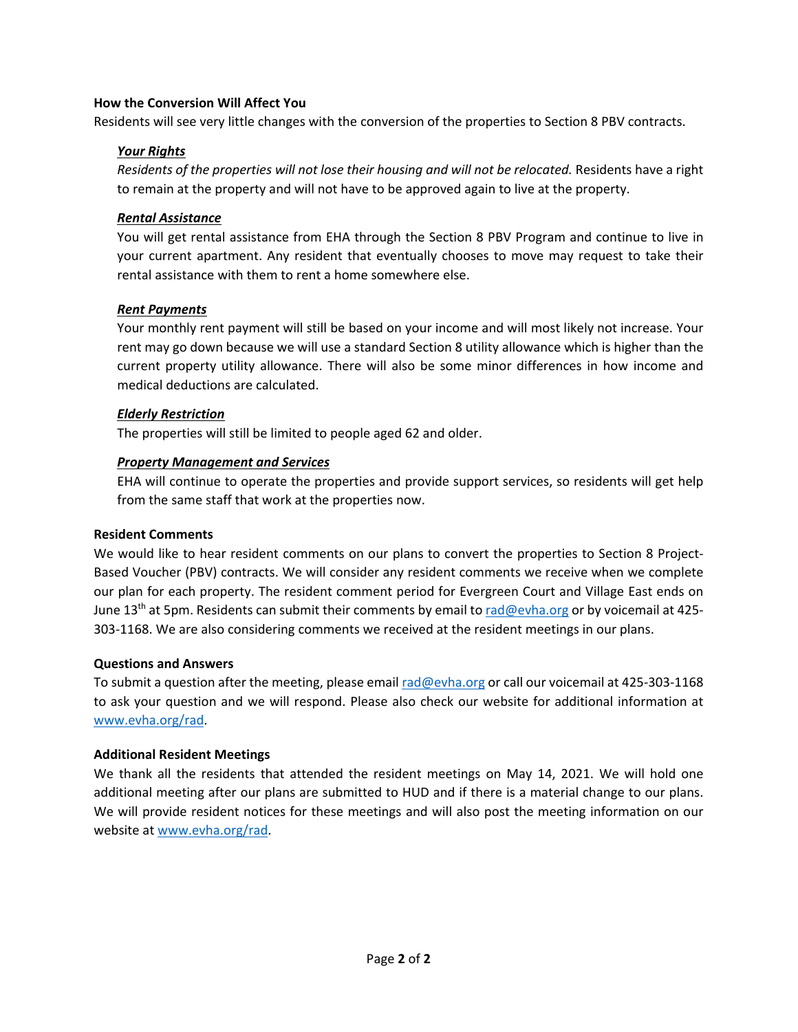**How the Conversion Will Affect You**

Residents will see very little changes with the conversion of the properties to Section 8 PBV contracts.

***Your Rights***

*Residents of the properties will not lose their housing and will not be relocated.* Residents have a right to remain at the property and will not have to be approved again to live at the property.

***Rental Assistance***

You will get rental assistance from EHA through the Section 8 PBV Program and continue to live in your current apartment. Any resident that eventually chooses to move may request to take their rental assistance with them to rent a home somewhere else.

***Rent Payments***

Your monthly rent payment will still be based on your income and will most likely not increase. Your rent may go down because we will use a standard Section 8 utility allowance which is higher than the current property utility allowance. There will also be some minor differences in how income and medical deductions are calculated.

***Elderly Restriction***

The properties will still be limited to people aged 62 and older.

***Property Management and Services***

EHA will continue to operate the properties and provide support services, so residents will get help from the same staff that work at the properties now.

**Resident Comments**

We would like to hear resident comments on our plans to convert the properties to Section 8 Project-Based Voucher (PBV) contracts. We will consider any resident comments we receive when we complete our plan for each property. The resident comment period for Evergreen Court and Village East ends on June 13th at 5pm. Residents can submit their comments by email to rad@evha.org or by voicemail at 425-303-1168. We are also considering comments we received at the resident meetings in our plans.

**Questions and Answers**

To submit a question after the meeting, please email rad@evha.org or call our voicemail at 425-303-1168 to ask your question and we will respond. Please also check our website for additional information at www.evha.org/rad.

**Additional Resident Meetings**

We thank all the residents that attended the resident meetings on May 14, 2021. We will hold one additional meeting after our plans are submitted to HUD and if there is a material change to our plans. We will provide resident notices for these meetings and will also post the meeting information on our website at www.evha.org/rad.